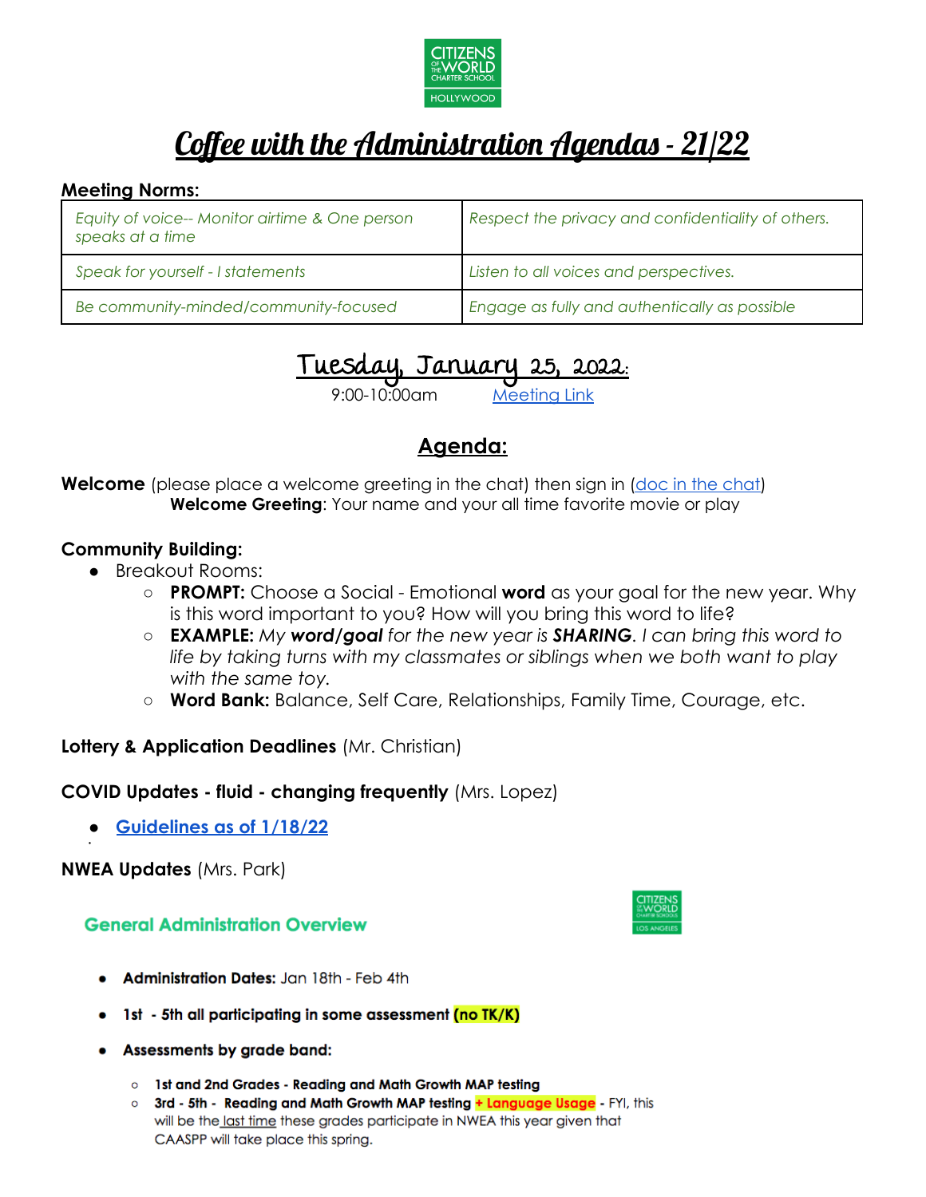CITIZENS OF THE WORLD CHARTER SCHOOL HOLLYWOOD

# Coffee with the Administration Agendas - 21/22

**Meeting Norms:**

| *Equity of voice-- Monitor airtime & One person speaks at a time* | *Respect the privacy and confidentiality of others.* |
|---|---|
| *Speak for yourself - I statements* | *Listen to all voices and perspectives.* |
| *Be community-minded/community-focused* | *Engage as fully and authentically as possible* |

## Tuesday, January 25, 2022:

9:00-10:00am [Meeting Link]

## Agenda:

**Welcome** (please place a welcome greeting in the chat) then sign in ([doc in the chat])
**Welcome Greeting**: Your name and your all time favorite movie or play

**Community Building:**

- Breakout Rooms:
  - **PROMPT:** Choose a Social - Emotional **word** as your goal for the new year. Why is this word important to you? How will you bring this word to life?
  - **EXAMPLE:** *My* ***word/goal*** *for the new year is* ***SHARING****. I can bring this word to life by taking turns with my classmates or siblings when we both want to play with the same toy.*
  - **Word Bank:** Balance, Self Care, Relationships, Family Time, Courage, etc.

**Lottery & Application Deadlines** (Mr. Christian)

**COVID Updates - fluid - changing frequently** (Mrs. Lopez)

- **[Guidelines as of 1/18/22]**

**NWEA Updates** (Mrs. Park)

**General Administration Overview**

CITIZENS OF THE WORLD CHARTER SCHOOLS LOS ANGELES

- **Administration Dates:** Jan 18th - Feb 4th
- **1st - 5th all participating in some assessment (no TK/K)**
- **Assessments by grade band:**
  - **1st and 2nd Grades - Reading and Math Growth MAP testing**
  - **3rd - 5th - Reading and Math Growth MAP testing + Language Usage** - FYI, this will be the last time these grades participate in NWEA this year given that CAASPP will take place this spring.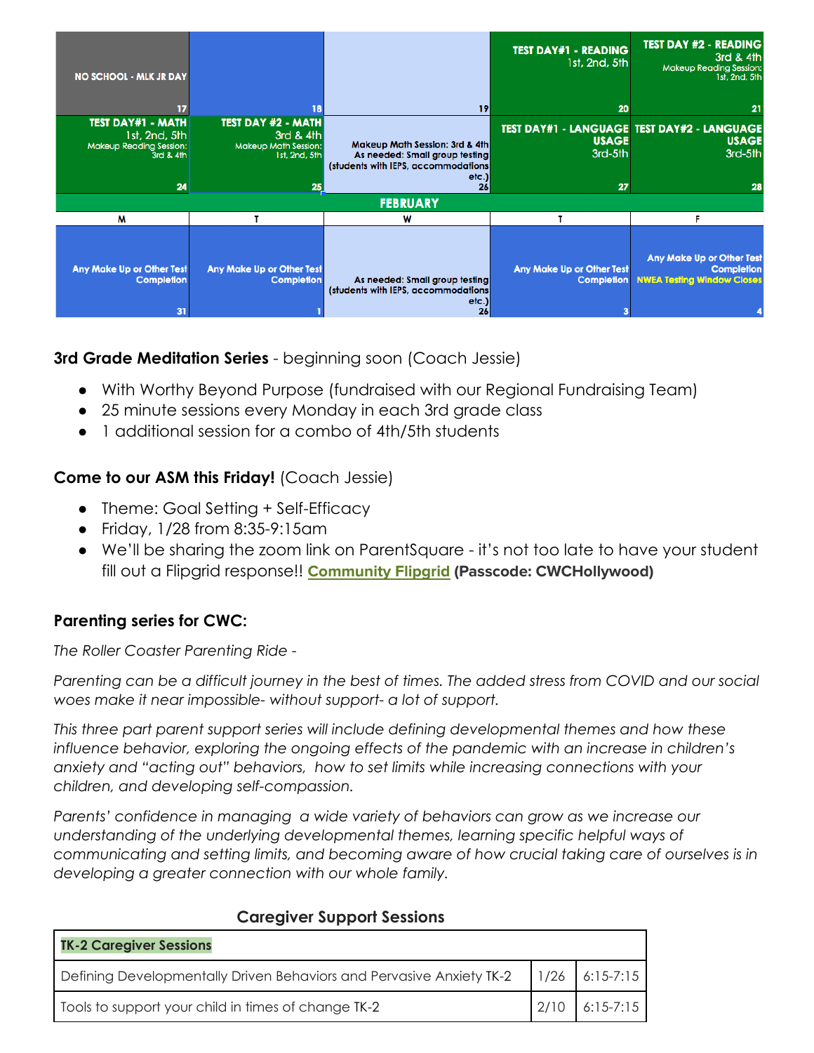| | | | | |
|---|---|---|---|---|
| NO SCHOOL - MLK JR DAY 17 | 18 | 19 | TEST DAY#1 - READING 1st, 2nd, 5th 20 | TEST DAY #2 - READING 3rd & 4th Makeup Reading Session: 1st, 2nd, 5th 21 |
| TEST DAY#1 - MATH 1st, 2nd, 5th Makeup Reading Session: 3rd & 4th 24 | TEST DAY #2 - MATH 3rd & 4th Makeup Math Session: 1st, 2nd, 5th 25 | Makeup Math Session: 3rd & 4th As needed: Small group testing (students with IEPS, accommodations etc.) 26 | TEST DAY#1 - LANGUAGE USAGE 3rd-5th 27 | TEST DAY#2 - LANGUAGE USAGE 3rd-5th 28 |
| **FEBRUARY** | | | | |
| M | T | W | T | F |
| Any Make Up or Other Test Completion 31 | Any Make Up or Other Test Completion 1 | As needed: Small group testing (students with IEPS, accommodations etc.) 26 | Any Make Up or Other Test Completion 3 | Any Make Up or Other Test Completion NWEA Testing Window Closes 4 |

**3rd Grade Meditation Series** - beginning soon (Coach Jessie)

- With Worthy Beyond Purpose (fundraised with our Regional Fundraising Team)
- 25 minute sessions every Monday in each 3rd grade class
- 1 additional session for a combo of 4th/5th students

**Come to our ASM this Friday!** (Coach Jessie)

- Theme: Goal Setting + Self-Efficacy
- Friday, 1/28 from 8:35-9:15am
- We'll be sharing the zoom link on ParentSquare - it's not too late to have your student fill out a Flipgrid response!! **Community Flipgrid** **(Passcode: CWCHollywood)**

**Parenting series for CWC:**

*The Roller Coaster Parenting Ride -*

*Parenting can be a difficult journey in the best of times. The added stress from COVID and our social woes make it near impossible- without support- a lot of support.*

*This three part parent support series will include defining developmental themes and how these influence behavior, exploring the ongoing effects of the pandemic with an increase in children's anxiety and "acting out" behaviors, how to set limits while increasing connections with your children, and developing self-compassion.*

*Parents' confidence in managing a wide variety of behaviors can grow as we increase our understanding of the underlying developmental themes, learning specific helpful ways of communicating and setting limits, and becoming aware of how crucial taking care of ourselves is in developing a greater connection with our whole family.*

**Caregiver Support Sessions**

| **TK-2 Caregiver Sessions** | | |
|---|---|---|
| Defining Developmentally Driven Behaviors and Pervasive Anxiety TK-2 | 1/26 | 6:15-7:15 |
| Tools to support your child in times of change TK-2 | 2/10 | 6:15-7:15 |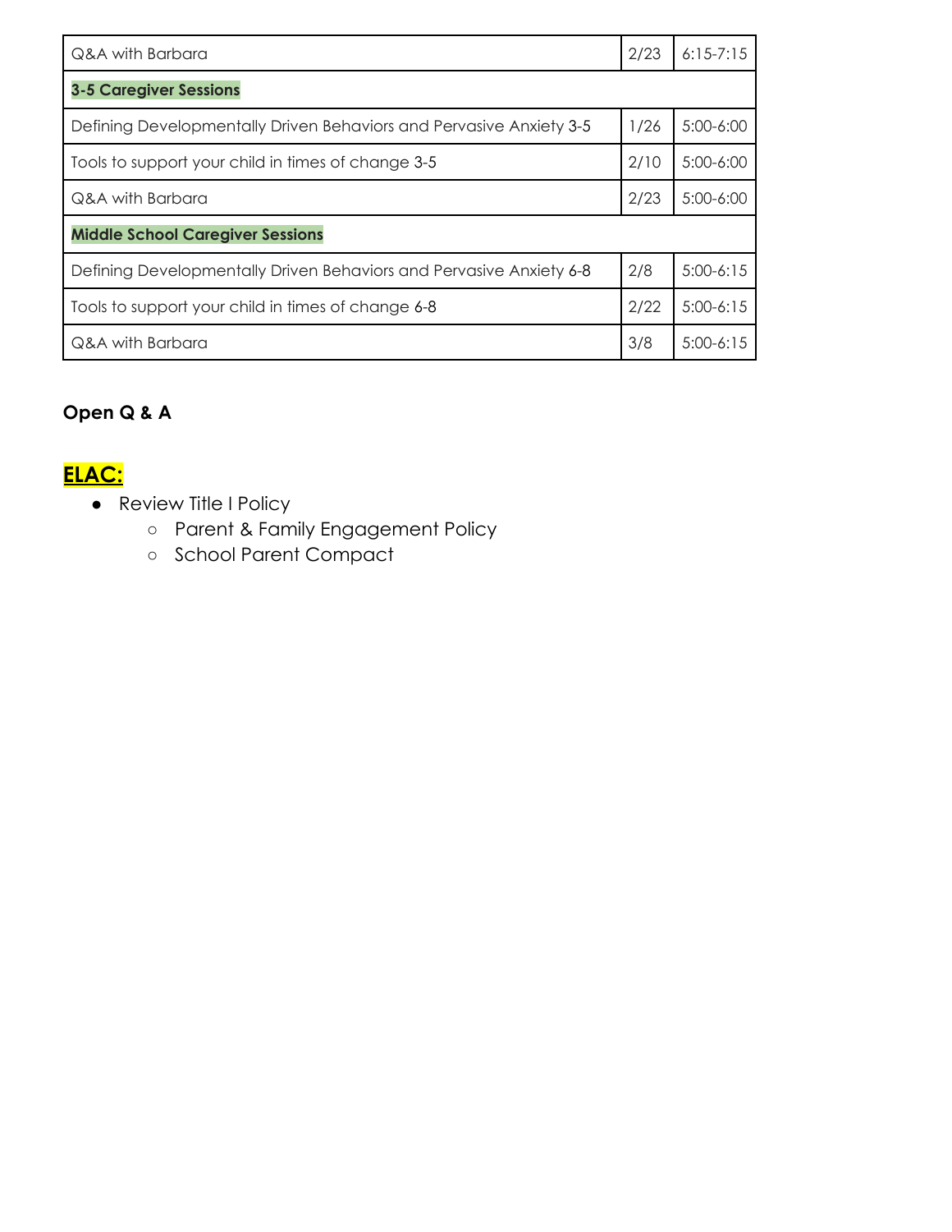| Q&A with Barbara | 2/23 | 6:15-7:15 |
|---|---|---|
| **3-5 Caregiver Sessions** | | |
| Defining Developmentally Driven Behaviors and Pervasive Anxiety 3-5 | 1/26 | 5:00-6:00 |
| Tools to support your child in times of change 3-5 | 2/10 | 5:00-6:00 |
| Q&A with Barbara | 2/23 | 5:00-6:00 |
| **Middle School Caregiver Sessions** | | |
| Defining Developmentally Driven Behaviors and Pervasive Anxiety 6-8 | 2/8 | 5:00-6:15 |
| Tools to support your child in times of change 6-8 | 2/22 | 5:00-6:15 |
| Q&A with Barbara | 3/8 | 5:00-6:15 |

**Open Q & A**

## ELAC:

- Review Title I Policy
    - Parent & Family Engagement Policy
    - School Parent Compact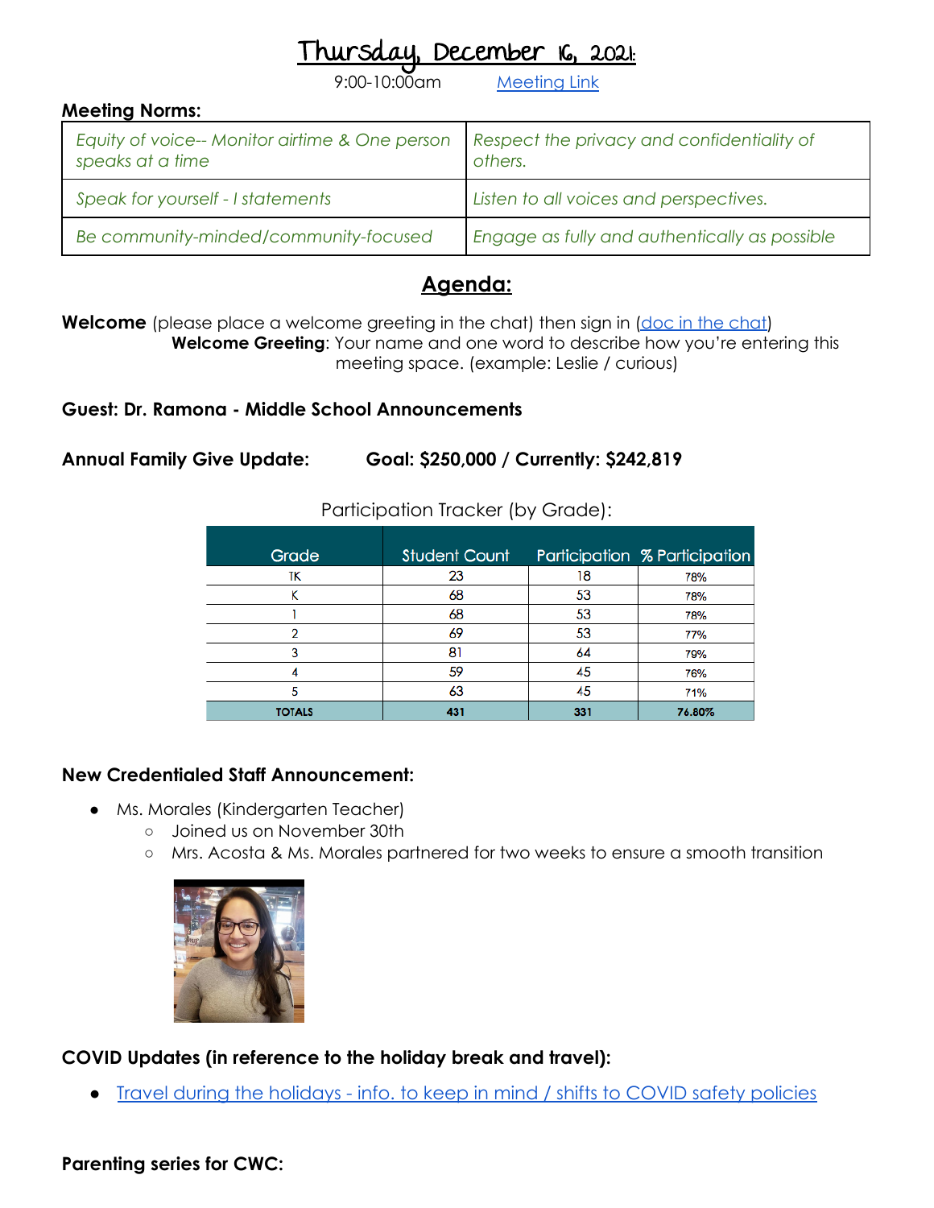# Thursday, December 16, 2021:

9:00-10:00am [Meeting Link]

**Meeting Norms:**

| | |
|---|---|
| *Equity of voice-- Monitor airtime & One person speaks at a time* | *Respect the privacy and confidentiality of others.* |
| *Speak for yourself - I statements* | *Listen to all voices and perspectives.* |
| *Be community-minded/community-focused* | *Engage as fully and authentically as possible* |

## Agenda:

**Welcome** (please place a welcome greeting in the chat) then sign in (doc in the chat)

**Welcome Greeting**: Your name and one word to describe how you're entering this meeting space. (example: Leslie / curious)

**Guest: Dr. Ramona - Middle School Announcements**

**Annual Family Give Update: Goal: $250,000 / Currently: $242,819**

Participation Tracker (by Grade):

| Grade | Student Count | Participation | % Participation |
|---|---|---|---|
| TK | 23 | 18 | 78% |
| K | 68 | 53 | 78% |
| 1 | 68 | 53 | 78% |
| 2 | 69 | 53 | 77% |
| 3 | 81 | 64 | 79% |
| 4 | 59 | 45 | 76% |
| 5 | 63 | 45 | 71% |
| **TOTALS** | **431** | **331** | **76.80%** |

**New Credentialed Staff Announcement:**

- Ms. Morales (Kindergarten Teacher)
  - Joined us on November 30th
  - Mrs. Acosta & Ms. Morales partnered for two weeks to ensure a smooth transition

**COVID Updates (in reference to the holiday break and travel):**

- Travel during the holidays - info. to keep in mind / shifts to COVID safety policies

**Parenting series for CWC:**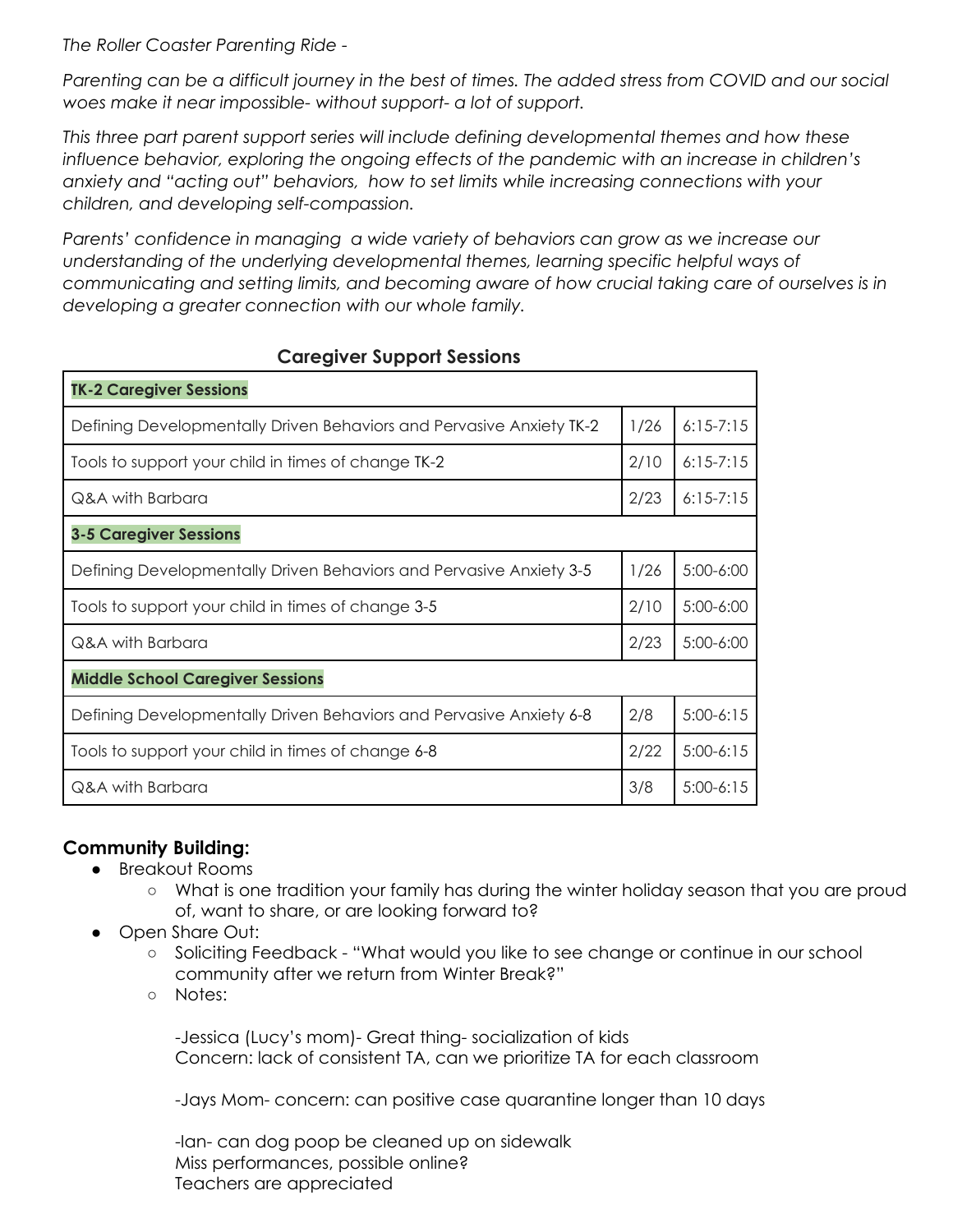*The Roller Coaster Parenting Ride -*

*Parenting can be a difficult journey in the best of times. The added stress from COVID and our social woes make it near impossible- without support- a lot of support.*

*This three part parent support series will include defining developmental themes and how these influence behavior, exploring the ongoing effects of the pandemic with an increase in children's anxiety and "acting out" behaviors, how to set limits while increasing connections with your children, and developing self-compassion.*

*Parents' confidence in managing a wide variety of behaviors can grow as we increase our understanding of the underlying developmental themes, learning specific helpful ways of communicating and setting limits, and becoming aware of how crucial taking care of ourselves is in developing a greater connection with our whole family.*

**Caregiver Support Sessions**

| **TK-2 Caregiver Sessions** | | |
|---|---|---|
| Defining Developmentally Driven Behaviors and Pervasive Anxiety TK-2 | 1/26 | 6:15-7:15 |
| Tools to support your child in times of change TK-2 | 2/10 | 6:15-7:15 |
| Q&A with Barbara | 2/23 | 6:15-7:15 |
| **3-5 Caregiver Sessions** | | |
| Defining Developmentally Driven Behaviors and Pervasive Anxiety 3-5 | 1/26 | 5:00-6:00 |
| Tools to support your child in times of change 3-5 | 2/10 | 5:00-6:00 |
| Q&A with Barbara | 2/23 | 5:00-6:00 |
| **Middle School Caregiver Sessions** | | |
| Defining Developmentally Driven Behaviors and Pervasive Anxiety 6-8 | 2/8 | 5:00-6:15 |
| Tools to support your child in times of change 6-8 | 2/22 | 5:00-6:15 |
| Q&A with Barbara | 3/8 | 5:00-6:15 |

### Community Building:

- Breakout Rooms
  - What is one tradition your family has during the winter holiday season that you are proud of, want to share, or are looking forward to?
- Open Share Out:
  - Soliciting Feedback - "What would you like to see change or continue in our school community after we return from Winter Break?"
  - Notes:

    -Jessica (Lucy's mom)- Great thing- socialization of kids
    Concern: lack of consistent TA, can we prioritize TA for each classroom

    -Jays Mom- concern: can positive case quarantine longer than 10 days

    -Ian- can dog poop be cleaned up on sidewalk
    Miss performances, possible online?
    Teachers are appreciated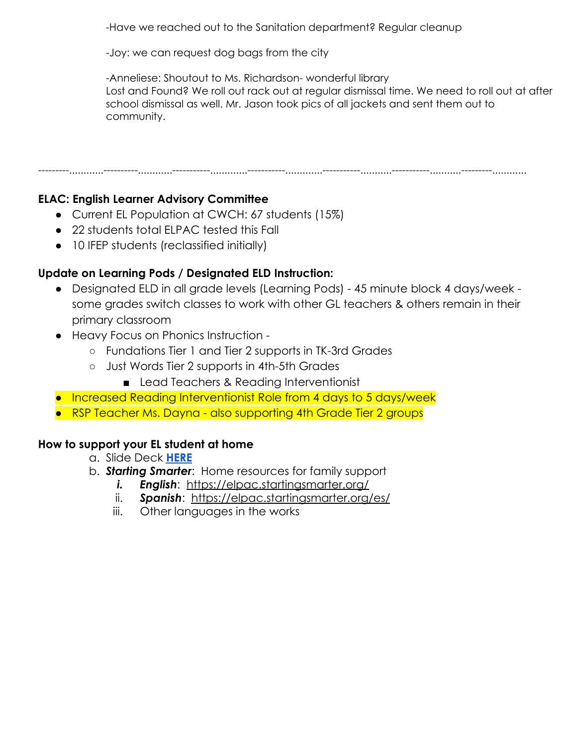-Have we reached out to the Sanitation department? Regular cleanup

-Joy: we can request dog bags from the city

-Anneliese: Shoutout to Ms. Richardson- wonderful library
Lost and Found? We roll out rack out at regular dismissal time. We need to roll out at after school dismissal as well. Mr. Jason took pics of all jackets and sent them out to community.

---------...........----------...........-----------............-----------............-----------..........-----------..........---------...........

**ELAC: English Learner Advisory Committee**

- Current EL Population at CWCH: 67 students (15%)
- 22 students total ELPAC tested this Fall
- 10 IFEP students (reclassified initially)

**Update on Learning Pods / Designated ELD Instruction:**

- Designated ELD in all grade levels (Learning Pods) - 45 minute block 4 days/week - some grades switch classes to work with other GL teachers & others remain in their primary classroom
- Heavy Focus on Phonics Instruction -
    - Fundations Tier 1 and Tier 2 supports in TK-3rd Grades
    - Just Words Tier 2 supports in 4th-5th Grades
        - Lead Teachers & Reading Interventionist
- Increased Reading Interventionist Role from 4 days to 5 days/week
- RSP Teacher Ms. Dayna - also supporting 4th Grade Tier 2 groups

**How to support your EL student at home**

a. Slide Deck **HERE**
b. ***Starting Smarter***: Home resources for family support
    i. ***English***: https://elpac.startingsmarter.org/
    ii. ***Spanish***: https://elpac.startingsmarter.org/es/
    iii. Other languages in the works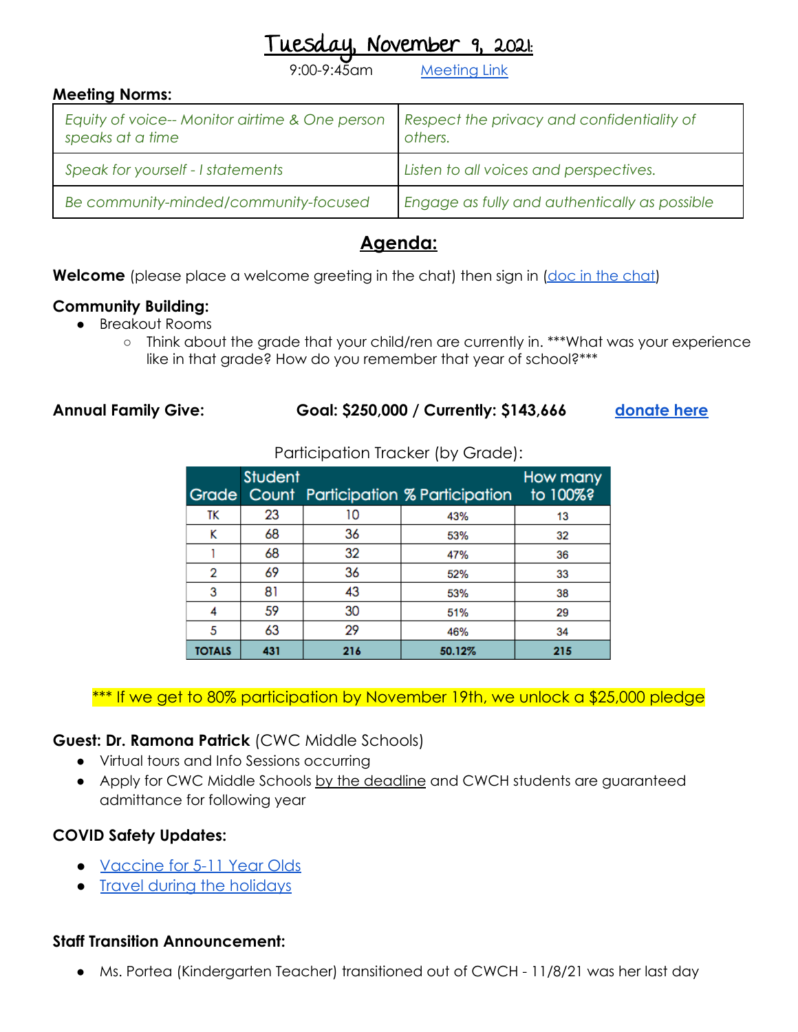# Tuesday, November 9, 2021:

9:00-9:45am Meeting Link

**Meeting Norms:**

| *Equity of voice-- Monitor airtime & One person speaks at a time* | *Respect the privacy and confidentiality of others.* |
|---|---|
| *Speak for yourself - I statements* | *Listen to all voices and perspectives.* |
| *Be community-minded/community-focused* | *Engage as fully and authentically as possible* |

## Agenda:

**Welcome** (please place a welcome greeting in the chat) then sign in (doc in the chat)

**Community Building:**

- Breakout Rooms
  - Think about the grade that your child/ren are currently in. ***What was your experience like in that grade? How do you remember that year of school?***

**Annual Family Give:** **Goal: $250,000 / Currently: $143,666** **donate here**

Participation Tracker (by Grade):

| Grade | Student Count | Participation | % Participation | How many to 100%? |
|---|---|---|---|---|
| TK | 23 | 10 | 43% | 13 |
| K | 68 | 36 | 53% | 32 |
| 1 | 68 | 32 | 47% | 36 |
| 2 | 69 | 36 | 52% | 33 |
| 3 | 81 | 43 | 53% | 38 |
| 4 | 59 | 30 | 51% | 29 |
| 5 | 63 | 29 | 46% | 34 |
| TOTALS | 431 | 216 | 50.12% | 215 |

*** If we get to 80% participation by November 19th, we unlock a $25,000 pledge

**Guest: Dr. Ramona Patrick** (CWC Middle Schools)

- Virtual tours and Info Sessions occurring
- Apply for CWC Middle Schools by the deadline and CWCH students are guaranteed admittance for following year

**COVID Safety Updates:**

- Vaccine for 5-11 Year Olds
- Travel during the holidays

**Staff Transition Announcement:**

- Ms. Portea (Kindergarten Teacher) transitioned out of CWCH - 11/8/21 was her last day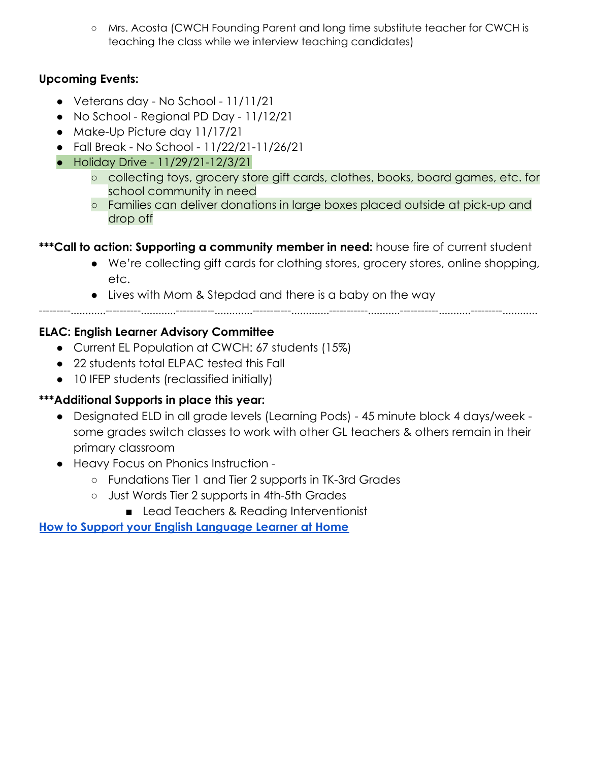- Mrs. Acosta (CWCH Founding Parent and long time substitute teacher for CWCH is teaching the class while we interview teaching candidates)

**Upcoming Events:**

- Veterans day - No School - 11/11/21
- No School - Regional PD Day - 11/12/21
- Make-Up Picture day 11/17/21
- Fall Break - No School - 11/22/21-11/26/21
- Holiday Drive - 11/29/21-12/3/21
  - collecting toys, grocery store gift cards, clothes, books, board games, etc. for school community in need
  - Families can deliver donations in large boxes placed outside at pick-up and drop off

**\*\*\*Call to action: Supporting a community member in need:** house fire of current student

- We're collecting gift cards for clothing stores, grocery stores, online shopping, etc.
- Lives with Mom & Stepdad and there is a baby on the way

---

**ELAC: English Learner Advisory Committee**

- Current EL Population at CWCH: 67 students (15%)
- 22 students total ELPAC tested this Fall
- 10 IFEP students (reclassified initially)

**\*\*\*Additional Supports in place this year:**

- Designated ELD in all grade levels (Learning Pods) - 45 minute block 4 days/week - some grades switch classes to work with other GL teachers & others remain in their primary classroom
- Heavy Focus on Phonics Instruction -
  - Fundations Tier 1 and Tier 2 supports in TK-3rd Grades
  - Just Words Tier 2 supports in 4th-5th Grades
    - Lead Teachers & Reading Interventionist

**How to Support your English Language Learner at Home**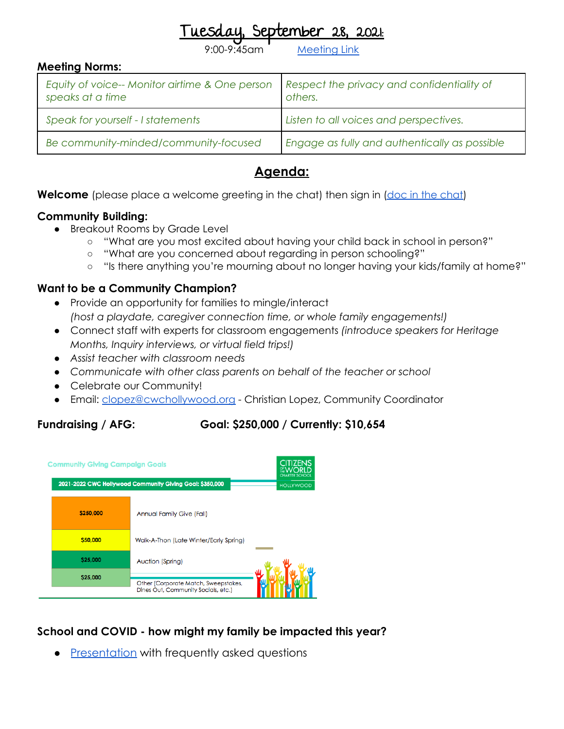# Tuesday, September 28, 2021:

9:00-9:45am    Meeting Link

**Meeting Norms:**

| | |
|---|---|
| *Equity of voice-- Monitor airtime & One person speaks at a time* | *Respect the privacy and confidentiality of others.* |
| *Speak for yourself - I statements* | *Listen to all voices and perspectives.* |
| *Be community-minded/community-focused* | *Engage as fully and authentically as possible* |

## Agenda:

**Welcome** (please place a welcome greeting in the chat) then sign in (doc in the chat)

**Community Building:**

- Breakout Rooms by Grade Level
  - "What are you most excited about having your child back in school in person?"
  - "What are you concerned about regarding in person schooling?"
  - "Is there anything you're mourning about no longer having your kids/family at home?"

**Want to be a Community Champion?**

- Provide an opportunity for families to mingle/interact
  *(host a playdate, caregiver connection time, or whole family engagements!)*
- Connect staff with experts for classroom engagements *(introduce speakers for Heritage Months, Inquiry interviews, or virtual field trips!)*
- *Assist teacher with classroom needs*
- *Communicate with other class parents on behalf of the teacher or school*
- Celebrate our Community!
- Email: clopez@cwchollywood.org - Christian Lopez, Community Coordinator

**Fundraising / AFG:** **Goal: $250,000 / Currently: $10,654**

Community Giving Campaign Goals

CITIZENS OF THE WORLD CHARTER SCHOOL HOLLYWOOD

2021-2022 CWC Hollywood Community Giving Goal: $350,000

| Amount | Campaign |
|---|---|
| $250,000 | Annual Family Give (Fall) |
| $50,000 | Walk-A-Thon (Late Winter/Early Spring) |
| $25,000 | Auction (Spring) |
| $25,000 | Other (Corporate Match, Sweepstakes, Dines Out, Community Socials, etc.) |

**School and COVID - how might my family be impacted this year?**

- Presentation with frequently asked questions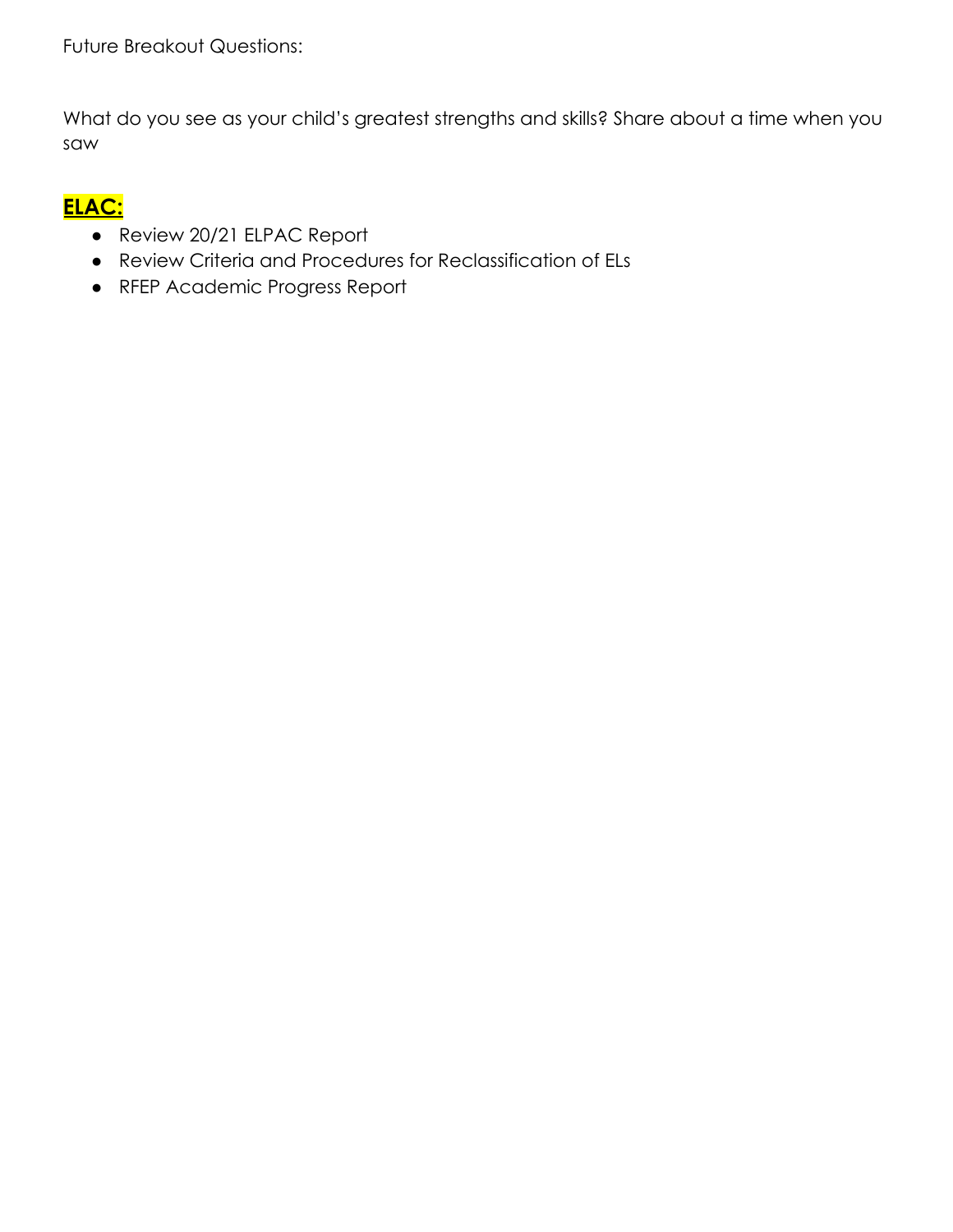Future Breakout Questions:

What do you see as your child's greatest strengths and skills? Share about a time when you saw

**ELAC:**

- Review 20/21 ELPAC Report
- Review Criteria and Procedures for Reclassification of ELs
- RFEP Academic Progress Report